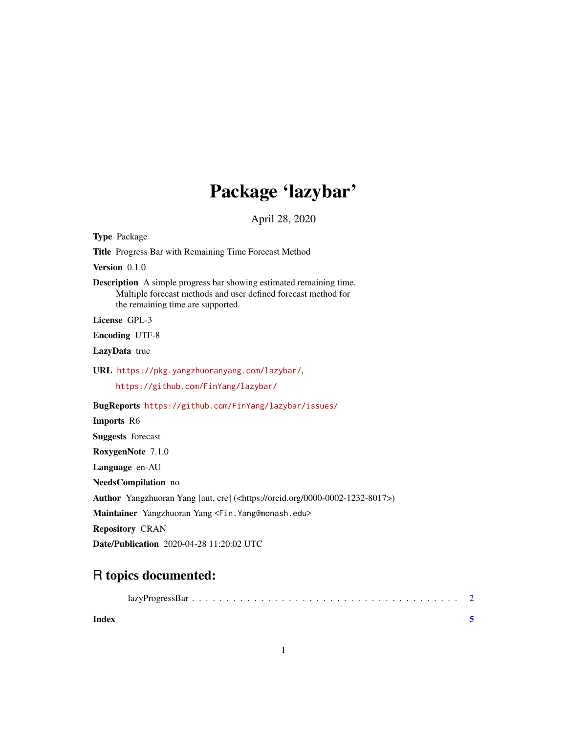# Package 'lazybar'

April 28, 2020

**Type** Package

**Title** Progress Bar with Remaining Time Forecast Method

**Version** 0.1.0

**Description** A simple progress bar showing estimated remaining time. Multiple forecast methods and user defined forecast method for the remaining time are supported.

**License** GPL-3

**Encoding** UTF-8

**LazyData** true

**URL** https://pkg.yangzhuoranyang.com/lazybar/, https://github.com/FinYang/lazybar/

**BugReports** https://github.com/FinYang/lazybar/issues/

**Imports** R6

**Suggests** forecast

**RoxygenNote** 7.1.0

**Language** en-AU

**NeedsCompilation** no

**Author** Yangzhuoran Yang [aut, cre] (<https://orcid.org/0000-0002-1232-8017>)

**Maintainer** Yangzhuoran Yang <Fin.Yang@monash.edu>

**Repository** CRAN

**Date/Publication** 2020-04-28 11:20:02 UTC

## R topics documented:

lazyProgressBar . . . . . . . . . . . . . . . . . . . . . . . . . . . . . . . . . . . . . . . 2

**Index** **5**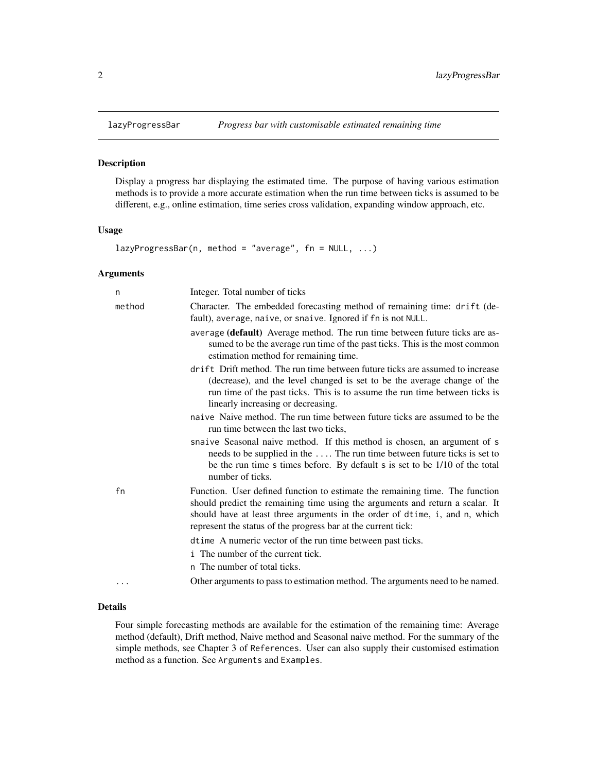## lazyProgressBar — *Progress bar with customisable estimated remaining time*

### Description

Display a progress bar displaying the estimated time. The purpose of having various estimation methods is to provide a more accurate estimation when the run time between ticks is assumed to be different, e.g., online estimation, time series cross validation, expanding window approach, etc.

### Usage

```
lazyProgressBar(n, method = "average", fn = NULL, ...)
```

### Arguments

- `n` — Integer. Total number of ticks
- `method` — Character. The embedded forecasting method of remaining time: `drift` (default), `average`, `naive`, or `snaive`. Ignored if `fn` is not `NULL`.
  - `average` **(default)** Average method. The run time between future ticks are assumed to be the average run time of the past ticks. This is the most common estimation method for remaining time.
  - `drift` Drift method. The run time between future ticks are assumed to increase (decrease), and the level changed is set to be the average change of the run time of the past ticks. This is to assume the run time between ticks is linearly increasing or decreasing.
  - `naive` Naive method. The run time between future ticks are assumed to be the run time between the last two ticks,
  - `snaive` Seasonal naive method. If this method is chosen, an argument of `s` needs to be supplied in the `...`. The run time between future ticks is set to be the run time `s` times before. By default `s` is set to be 1/10 of the total number of ticks.
- `fn` — Function. User defined function to estimate the remaining time. The function should predict the remaining time using the arguments and return a scalar. It should have at least three arguments in the order of `dtime`, `i`, and `n`, which represent the status of the progress bar at the current tick:
  - `dtime` A numeric vector of the run time between past ticks.
  - `i` The number of the current tick.
  - `n` The number of total ticks.
- `...` — Other arguments to pass to estimation method. The arguments need to be named.

### Details

Four simple forecasting methods are available for the estimation of the remaining time: Average method (default), Drift method, Naive method and Seasonal naive method. For the summary of the simple methods, see Chapter 3 of `References`. User can also supply their customised estimation method as a function. See `Arguments` and `Examples`.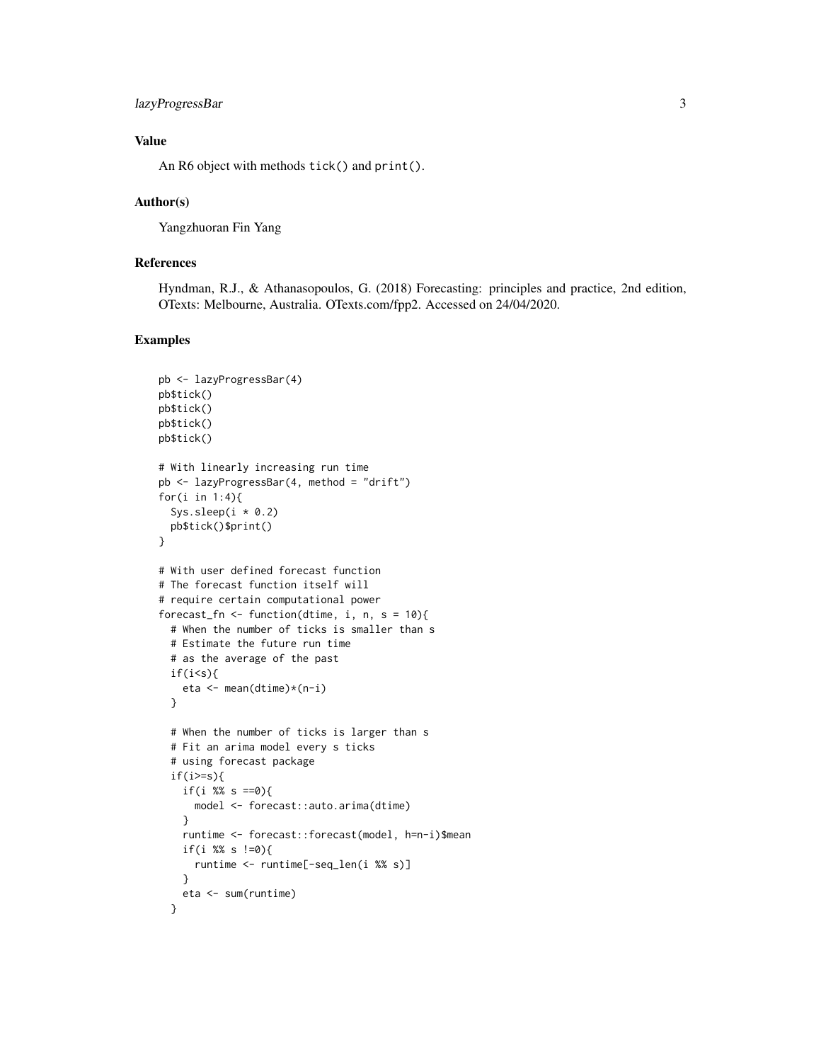## Value

An R6 object with methods `tick()` and `print()`.

## Author(s)

Yangzhuoran Fin Yang

## References

Hyndman, R.J., & Athanasopoulos, G. (2018) Forecasting: principles and practice, 2nd edition, OTexts: Melbourne, Australia. OTexts.com/fpp2. Accessed on 24/04/2020.

## Examples

```
pb <- lazyProgressBar(4)
pb$tick()
pb$tick()
pb$tick()
pb$tick()

# With linearly increasing run time
pb <- lazyProgressBar(4, method = "drift")
for(i in 1:4){
  Sys.sleep(i * 0.2)
  pb$tick()$print()
}

# With user defined forecast function
# The forecast function itself will
# require certain computational power
forecast_fn <- function(dtime, i, n, s = 10){
  # When the number of ticks is smaller than s
  # Estimate the future run time
  # as the average of the past
  if(i<s){
    eta <- mean(dtime)*(n-i)
  }

  # When the number of ticks is larger than s
  # Fit an arima model every s ticks
  # using forecast package
  if(i>=s){
    if(i %% s ==0){
      model <- forecast::auto.arima(dtime)
    }
    runtime <- forecast::forecast(model, h=n-i)$mean
    if(i %% s !=0){
      runtime <- runtime[-seq_len(i %% s)]
    }
    eta <- sum(runtime)
  }
```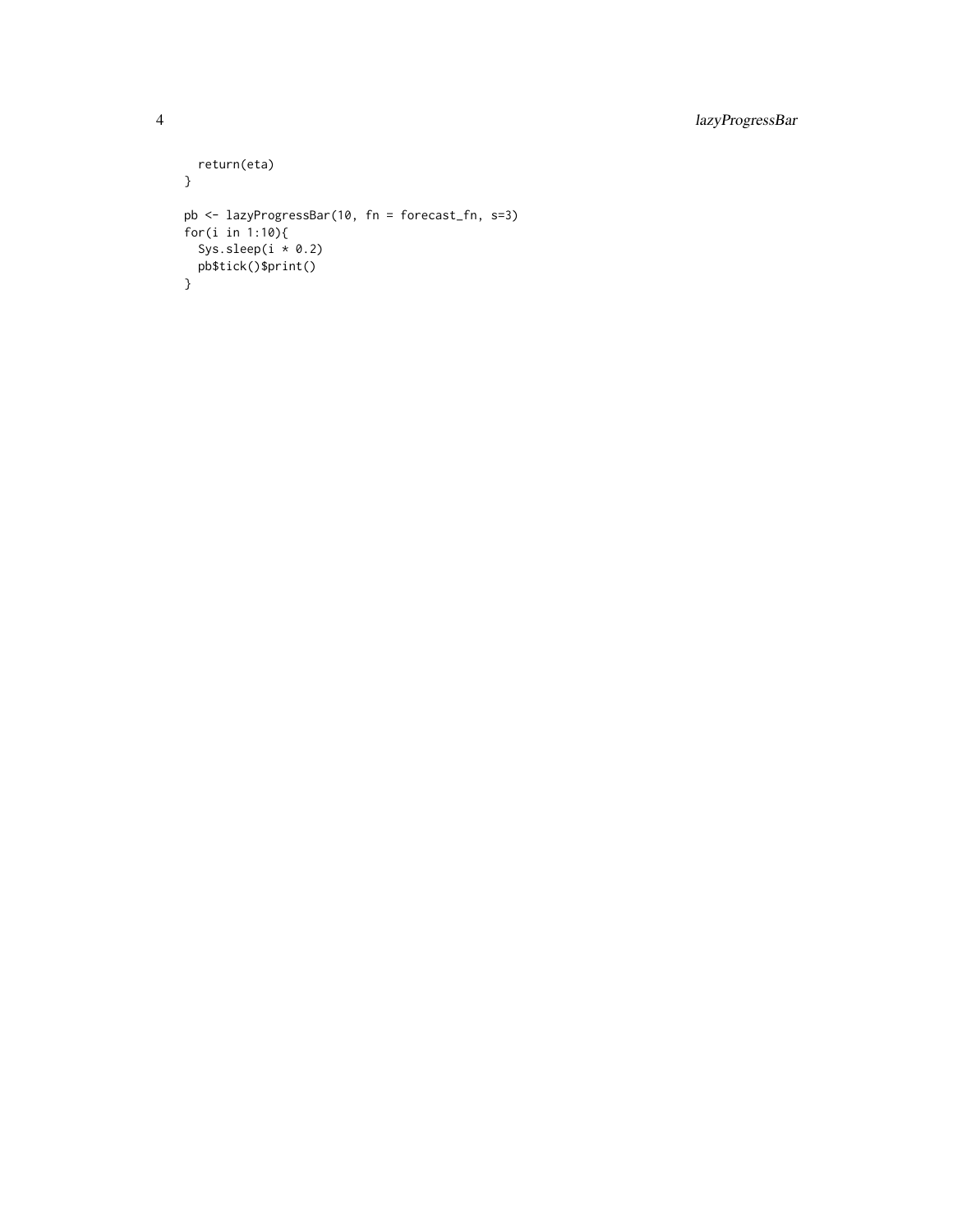```
  return(eta)
}

pb <- lazyProgressBar(10, fn = forecast_fn, s=3)
for(i in 1:10){
  Sys.sleep(i * 0.2)
  pb$tick()$print()
}
```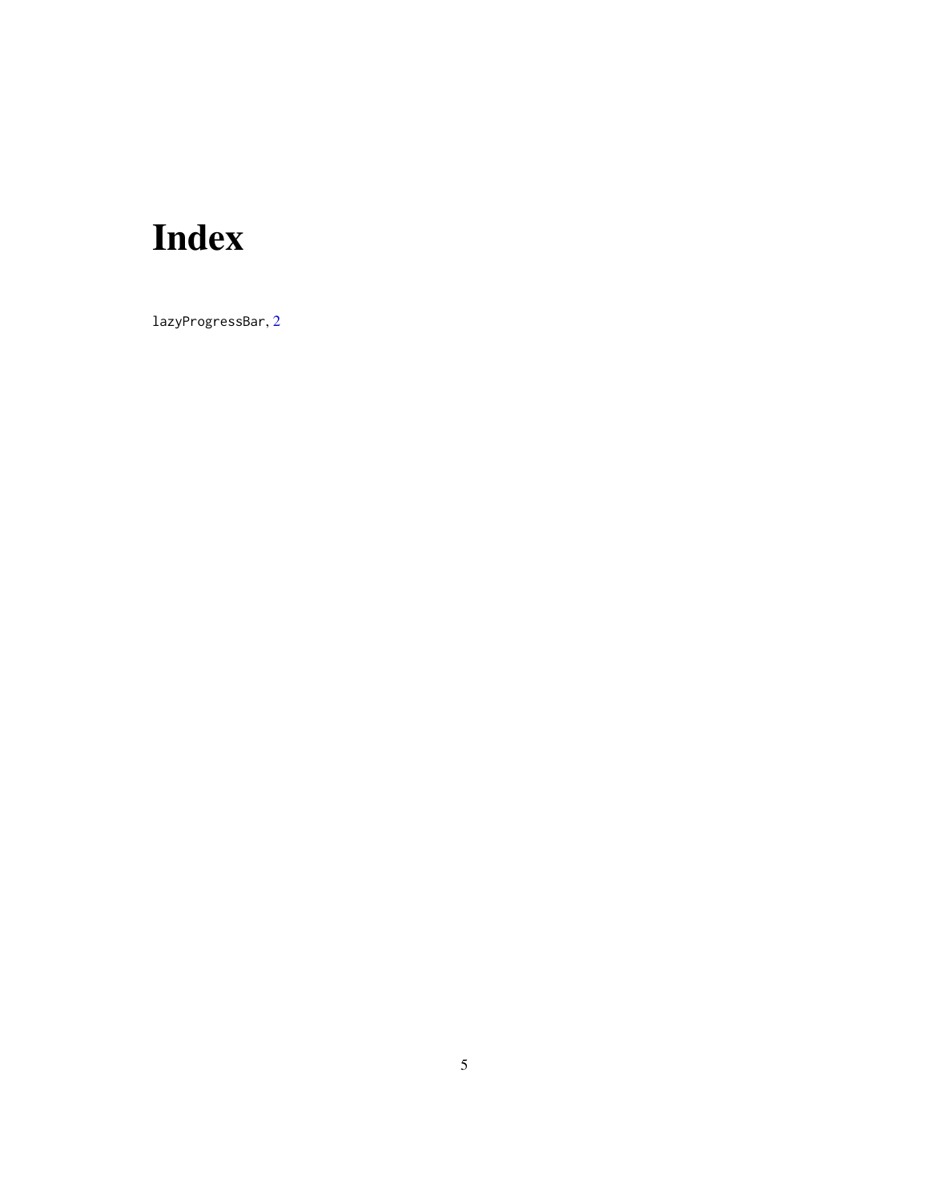# Index

lazyProgressBar, 2